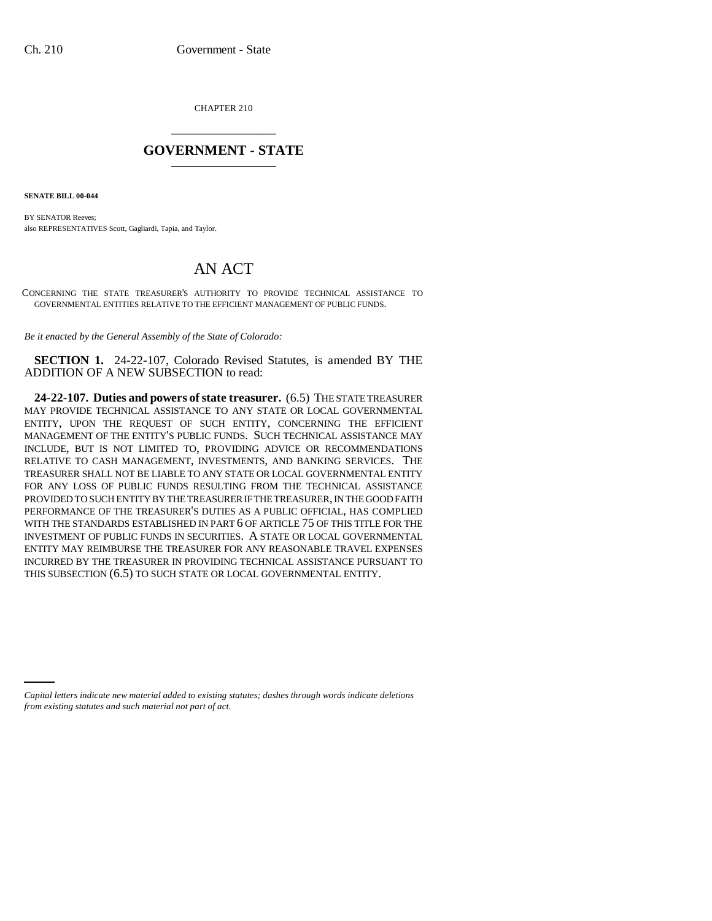CHAPTER 210

# GOVERNMENT - STATE

**SENATE BILL 00-044**

BY SENATOR Reeves;
also REPRESENTATIVES Scott, Gagliardi, Tapia, and Taylor.

# AN ACT

CONCERNING THE STATE TREASURER'S AUTHORITY TO PROVIDE TECHNICAL ASSISTANCE TO GOVERNMENTAL ENTITIES RELATIVE TO THE EFFICIENT MANAGEMENT OF PUBLIC FUNDS.

*Be it enacted by the General Assembly of the State of Colorado:*

**SECTION 1.** 24-22-107, Colorado Revised Statutes, is amended BY THE ADDITION OF A NEW SUBSECTION to read:

**24-22-107. Duties and powers of state treasurer.** (6.5) THE STATE TREASURER MAY PROVIDE TECHNICAL ASSISTANCE TO ANY STATE OR LOCAL GOVERNMENTAL ENTITY, UPON THE REQUEST OF SUCH ENTITY, CONCERNING THE EFFICIENT MANAGEMENT OF THE ENTITY'S PUBLIC FUNDS. SUCH TECHNICAL ASSISTANCE MAY INCLUDE, BUT IS NOT LIMITED TO, PROVIDING ADVICE OR RECOMMENDATIONS RELATIVE TO CASH MANAGEMENT, INVESTMENTS, AND BANKING SERVICES. THE TREASURER SHALL NOT BE LIABLE TO ANY STATE OR LOCAL GOVERNMENTAL ENTITY FOR ANY LOSS OF PUBLIC FUNDS RESULTING FROM THE TECHNICAL ASSISTANCE PROVIDED TO SUCH ENTITY BY THE TREASURER IF THE TREASURER, IN THE GOOD FAITH PERFORMANCE OF THE TREASURER'S DUTIES AS A PUBLIC OFFICIAL, HAS COMPLIED WITH THE STANDARDS ESTABLISHED IN PART 6 OF ARTICLE 75 OF THIS TITLE FOR THE INVESTMENT OF PUBLIC FUNDS IN SECURITIES. A STATE OR LOCAL GOVERNMENTAL ENTITY MAY REIMBURSE THE TREASURER FOR ANY REASONABLE TRAVEL EXPENSES INCURRED BY THE TREASURER IN PROVIDING TECHNICAL ASSISTANCE PURSUANT TO THIS SUBSECTION (6.5) TO SUCH STATE OR LOCAL GOVERNMENTAL ENTITY.

*Capital letters indicate new material added to existing statutes; dashes through words indicate deletions from existing statutes and such material not part of act.*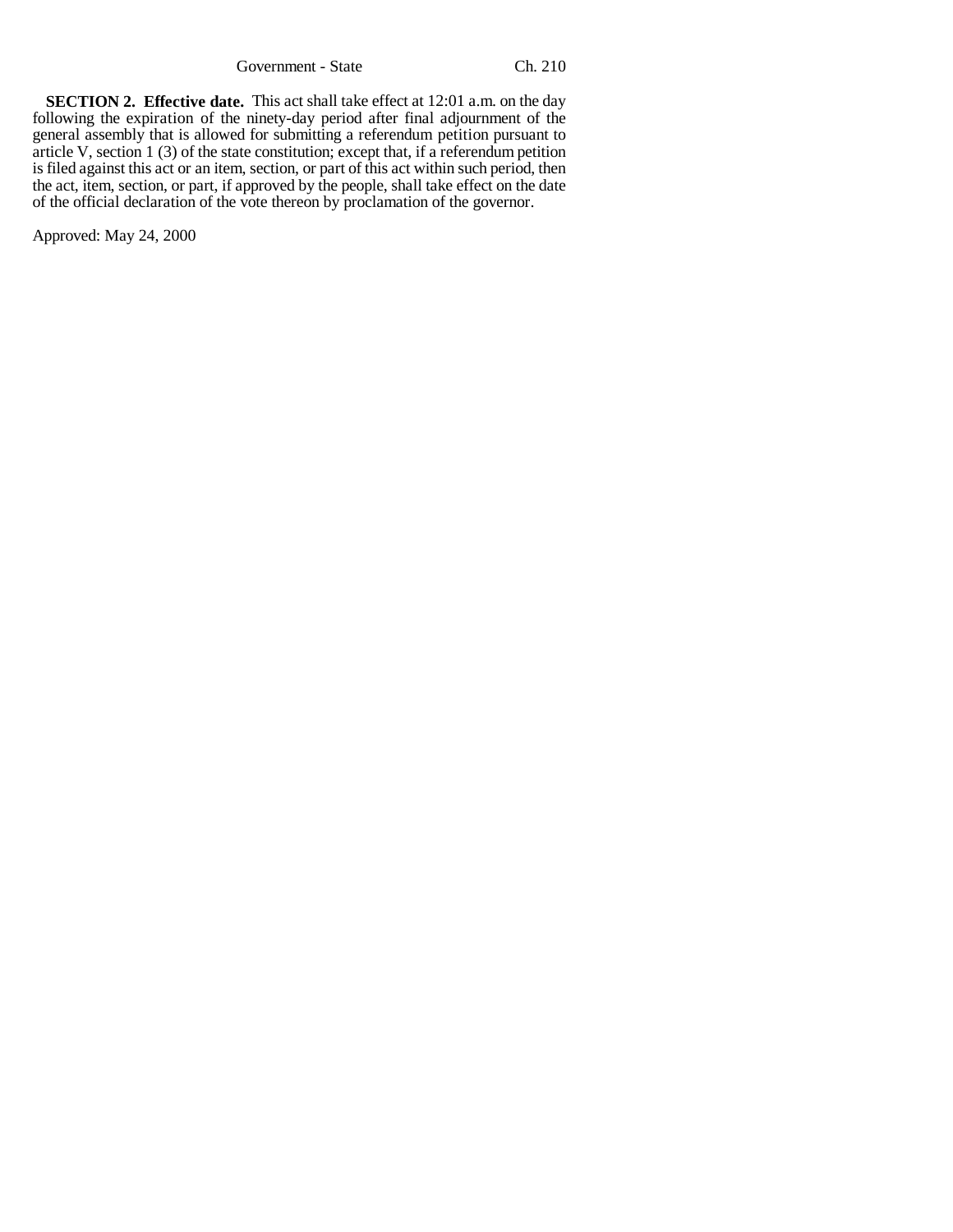**SECTION 2. Effective date.** This act shall take effect at 12:01 a.m. on the day following the expiration of the ninety-day period after final adjournment of the general assembly that is allowed for submitting a referendum petition pursuant to article V, section 1 (3) of the state constitution; except that, if a referendum petition is filed against this act or an item, section, or part of this act within such period, then the act, item, section, or part, if approved by the people, shall take effect on the date of the official declaration of the vote thereon by proclamation of the governor.

Approved: May 24, 2000